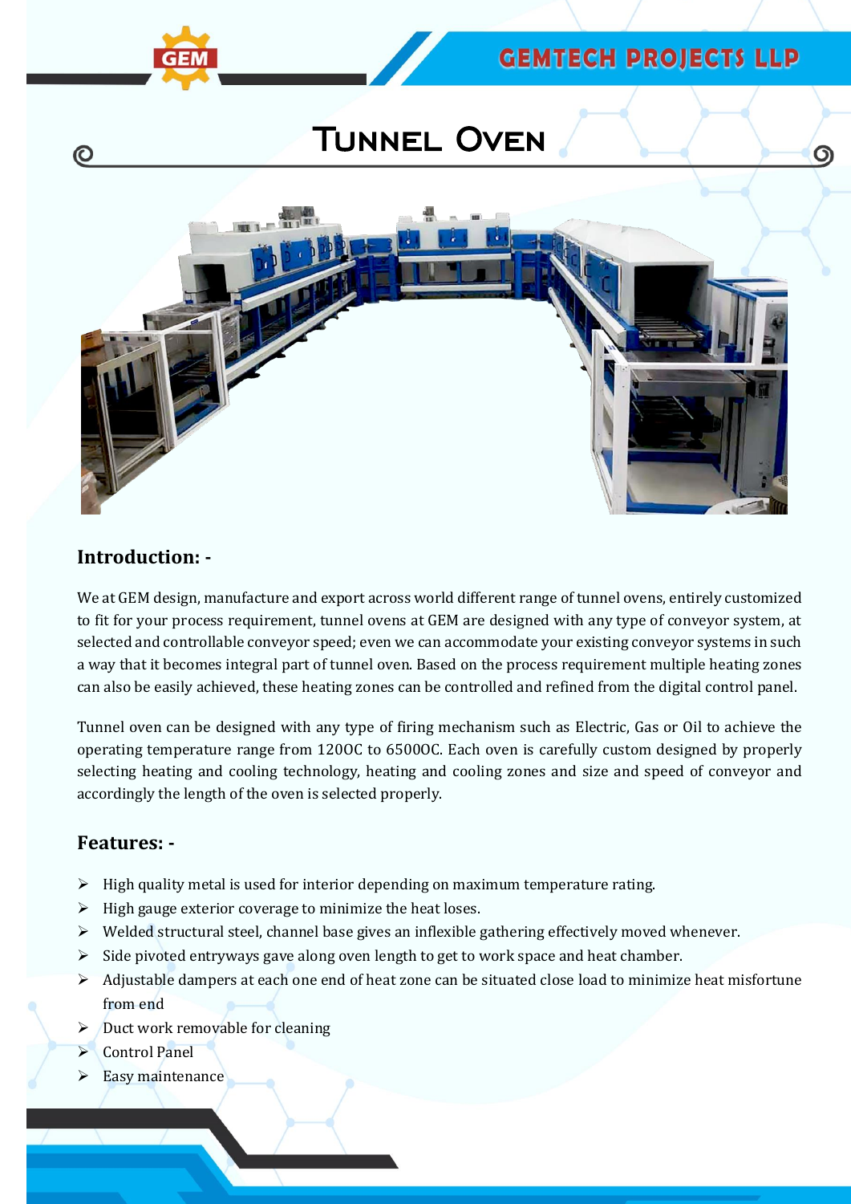# GEMTECH PROJECTS LLP

## Tunnel Oven

### Introduction: -

We at GEM design, manufacture and export across world different range of tunnel ovens, entirely customized to fit for your process requirement, tunnel ovens at GEM are designed with any type of conveyor system, at selected and controllable conveyor speed; even we can accommodate your existing conveyor systems in such a way that it becomes integral part of tunnel oven. Based on the process requirement multiple heating zones can also be easily achieved, these heating zones can be controlled and refined from the digital control panel.

Tunnel oven can be designed with any type of firing mechanism such as Electric, Gas or Oil to achieve the operating temperature range from 120OC to 6500OC. Each oven is carefully custom designed by properly selecting heating and cooling technology, heating and cooling zones and size and speed of conveyor and accordingly the length of the oven is selected properly.

### Features: -

- High quality metal is used for interior depending on maximum temperature rating.
- High gauge exterior coverage to minimize the heat loses.
- Welded structural steel, channel base gives an inflexible gathering effectively moved whenever.
- Side pivoted entryways gave along oven length to get to work space and heat chamber.
- Adjustable dampers at each one end of heat zone can be situated close load to minimize heat misfortune from end
- Duct work removable for cleaning
- Control Panel
- Easy maintenance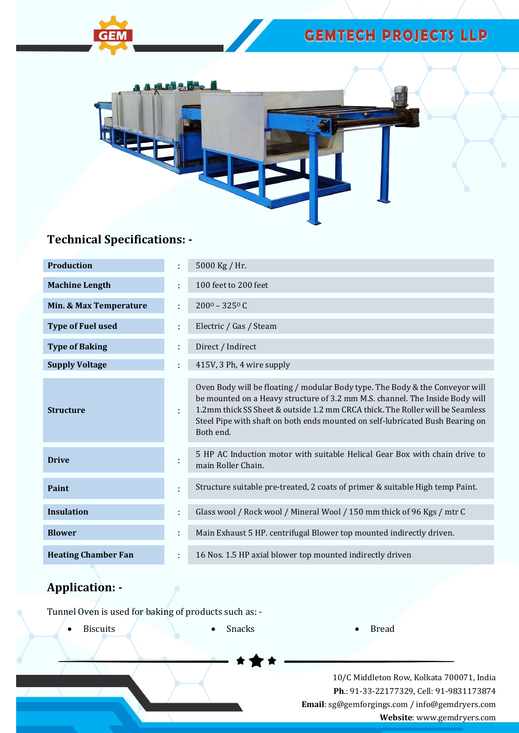GEMTECH PROJECTS LLP

## Technical Specifications: -

| | | |
|---|---|---|
| **Production** | : | 5000 Kg / Hr. |
| **Machine Length** | : | 100 feet to 200 feet |
| **Min. & Max Temperature** | : | 200⁰ – 325⁰ C |
| **Type of Fuel used** | : | Electric / Gas / Steam |
| **Type of Baking** | : | Direct / Indirect |
| **Supply Voltage** | : | 415V, 3 Ph, 4 wire supply |
| **Structure** | : | Oven Body will be floating / modular Body type. The Body & the Conveyor will be mounted on a Heavy structure of 3.2 mm M.S. channel. The Inside Body will 1.2mm thick SS Sheet & outside 1.2 mm CRCA thick. The Roller will be Seamless Steel Pipe with shaft on both ends mounted on self-lubricated Bush Bearing on Both end. |
| **Drive** | : | 5 HP AC Induction motor with suitable Helical Gear Box with chain drive to main Roller Chain. |
| **Paint** | : | Structure suitable pre-treated, 2 coats of primer & suitable High temp Paint. |
| **Insulation** | : | Glass wool / Rock wool / Mineral Wool / 150 mm thick of 96 Kgs / mtr C |
| **Blower** | : | Main Exhaust 5 HP. centrifugal Blower top mounted indirectly driven. |
| **Heating Chamber Fan** | : | 16 Nos. 1.5 HP axial blower top mounted indirectly driven |

## Application: -

Tunnel Oven is used for baking of products such as: -

- Biscuits
- Snacks
- Bread

10/C Middleton Row, Kolkata 700071, India
**Ph.**: 91-33-22177329, Cell: 91-9831173874
**Email**: sg@gemforgings.com / info@gemdryers.com
**Website**: www.gemdryers.com